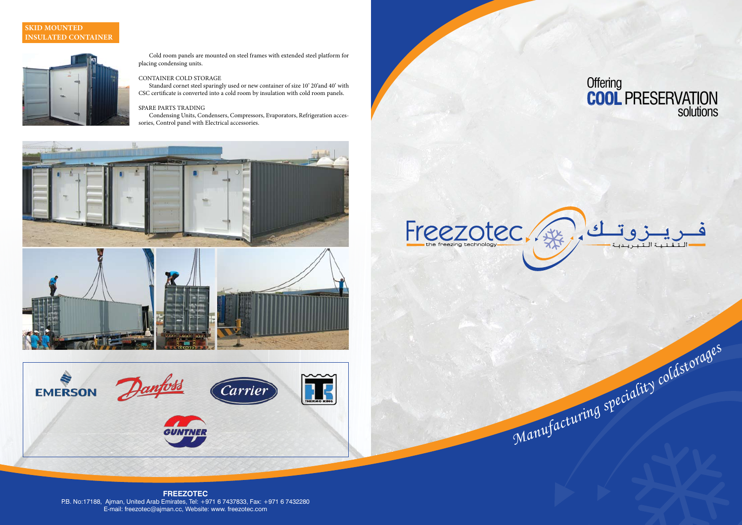## SKID MOUNTED INSULATED CONTAINER

Cold room panels are mounted on steel frames with extended steel platform for placing condensing units.

CONTAINER COLD STORAGE

Standard cornet steel sparingly used or new container of size 10' 20'and 40' with CSC certificate is converted into a cold room by insulation with cold room panels.

SPARE PARTS TRADING

Condensing Units, Condensers, Compressors, Evaporators, Refrigeration accessories, Control panel with Electrical accessories.

EMERSON Danfoss Carrier THERMO KING GUNTNER

**FREEZOTEC**
P.B. No:17188, Ajman, United Arab Emirates, Tel: +971 6 7437833, Fax: +971 6 7432280
E-mail: freezotec@ajman.cc, Website: www. freezotec.com

Offering
**COOL** PRESERVATION
solutions

Freezotec
the freezing technology

فريزوتك
التقنية التبريدية

*Manufacturing speciality coldstorages*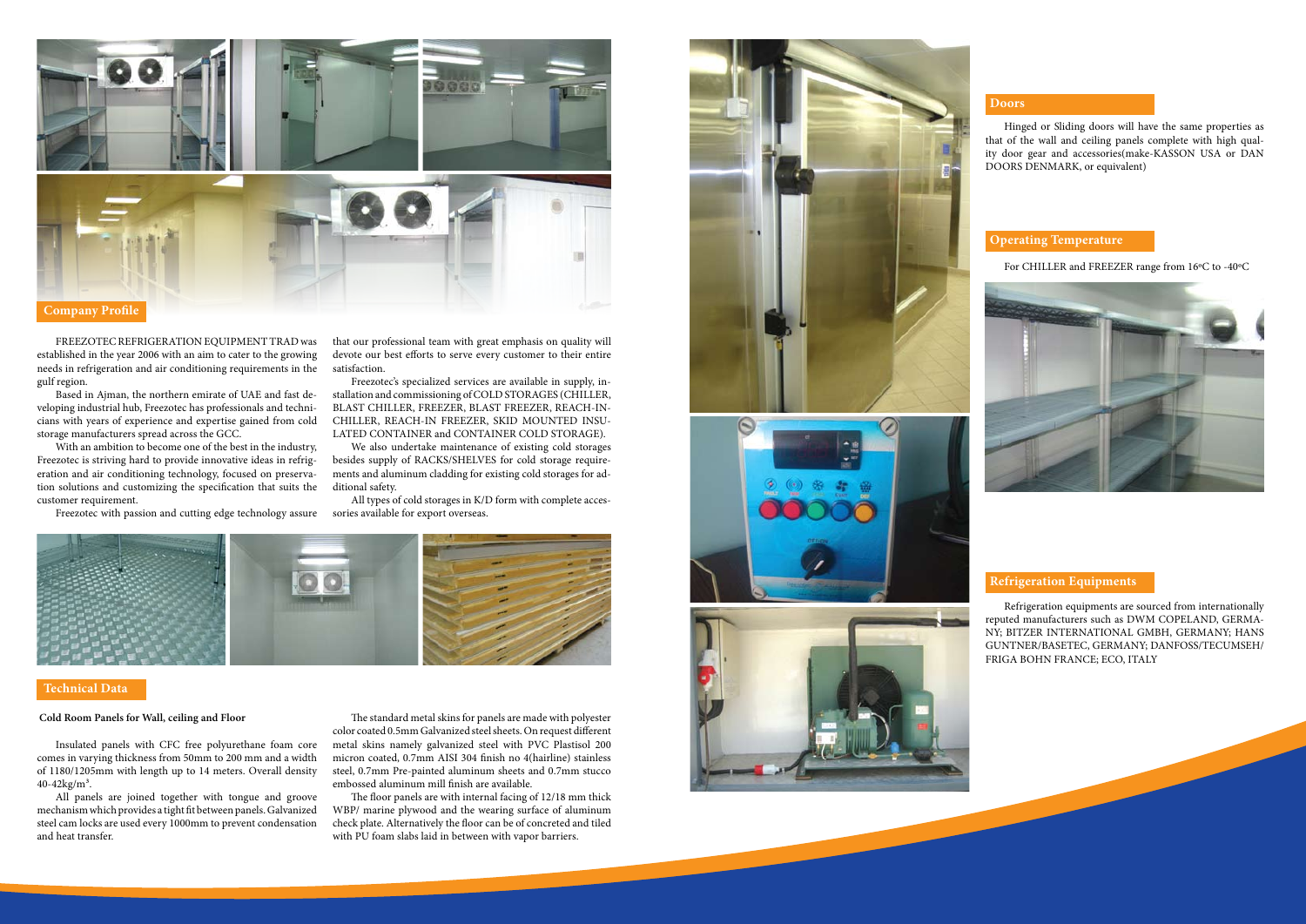## Company Profile

FREEZOTEC REFRIGERATION EQUIPMENT TRAD was established in the year 2006 with an aim to cater to the growing needs in refrigeration and air conditioning requirements in the gulf region.

Based in Ajman, the northern emirate of UAE and fast developing industrial hub, Freezotec has professionals and technicians with years of experience and expertise gained from cold storage manufacturers spread across the GCC.

With an ambition to become one of the best in the industry, Freezotec is striving hard to provide innovative ideas in refrigeration and air conditioning technology, focused on preservation solutions and customizing the specification that suits the customer requirement.

Freezotec with passion and cutting edge technology assure that our professional team with great emphasis on quality will devote our best efforts to serve every customer to their entire satisfaction.

Freezotec's specialized services are available in supply, installation and commissioning of COLD STORAGES (CHILLER, BLAST CHILLER, FREEZER, BLAST FREEZER, REACH-IN-CHILLER, REACH-IN FREEZER, SKID MOUNTED INSULATED CONTAINER and CONTAINER COLD STORAGE).

We also undertake maintenance of existing cold storages besides supply of RACKS/SHELVES for cold storage requirements and aluminum cladding for existing cold storages for additional safety.

All types of cold storages in K/D form with complete accessories available for export overseas.

## Technical Data

**Cold Room Panels for Wall, ceiling and Floor**

Insulated panels with CFC free polyurethane foam core comes in varying thickness from 50mm to 200 mm and a width of 1180/1205mm with length up to 14 meters. Overall density 40-42kg/m$^3$.

All panels are joined together with tongue and groove mechanism which provides a tight fit between panels. Galvanized steel cam locks are used every 1000mm to prevent condensation and heat transfer.

The standard metal skins for panels are made with polyester color coated 0.5mm Galvanized steel sheets. On request different metal skins namely galvanized steel with PVC Plastisol 200 micron coated, 0.7mm AISI 304 finish no 4(hairline) stainless steel, 0.7mm Pre-painted aluminum sheets and 0.7mm stucco embossed aluminum mill finish are available.

The floor panels are with internal facing of 12/18 mm thick WBP/ marine plywood and the wearing surface of aluminum check plate. Alternatively the floor can be of concreted and tiled with PU foam slabs laid in between with vapor barriers.

## Doors

Hinged or Sliding doors will have the same properties as that of the wall and ceiling panels complete with high quality door gear and accessories(make-KASSON USA or DAN DOORS DENMARK, or equivalent)

## Operating Temperature

For CHILLER and FREEZER range from 16ºC to -40ºC

## Refrigeration Equipments

Refrigeration equipments are sourced from internationally reputed manufacturers such as DWM COPELAND, GERMANY; BITZER INTERNATIONAL GMBH, GERMANY; HANS GUNTNER/BASETEC, GERMANY; DANFOSS/TECUMSEH/ FRIGA BOHN FRANCE; ECO, ITALY